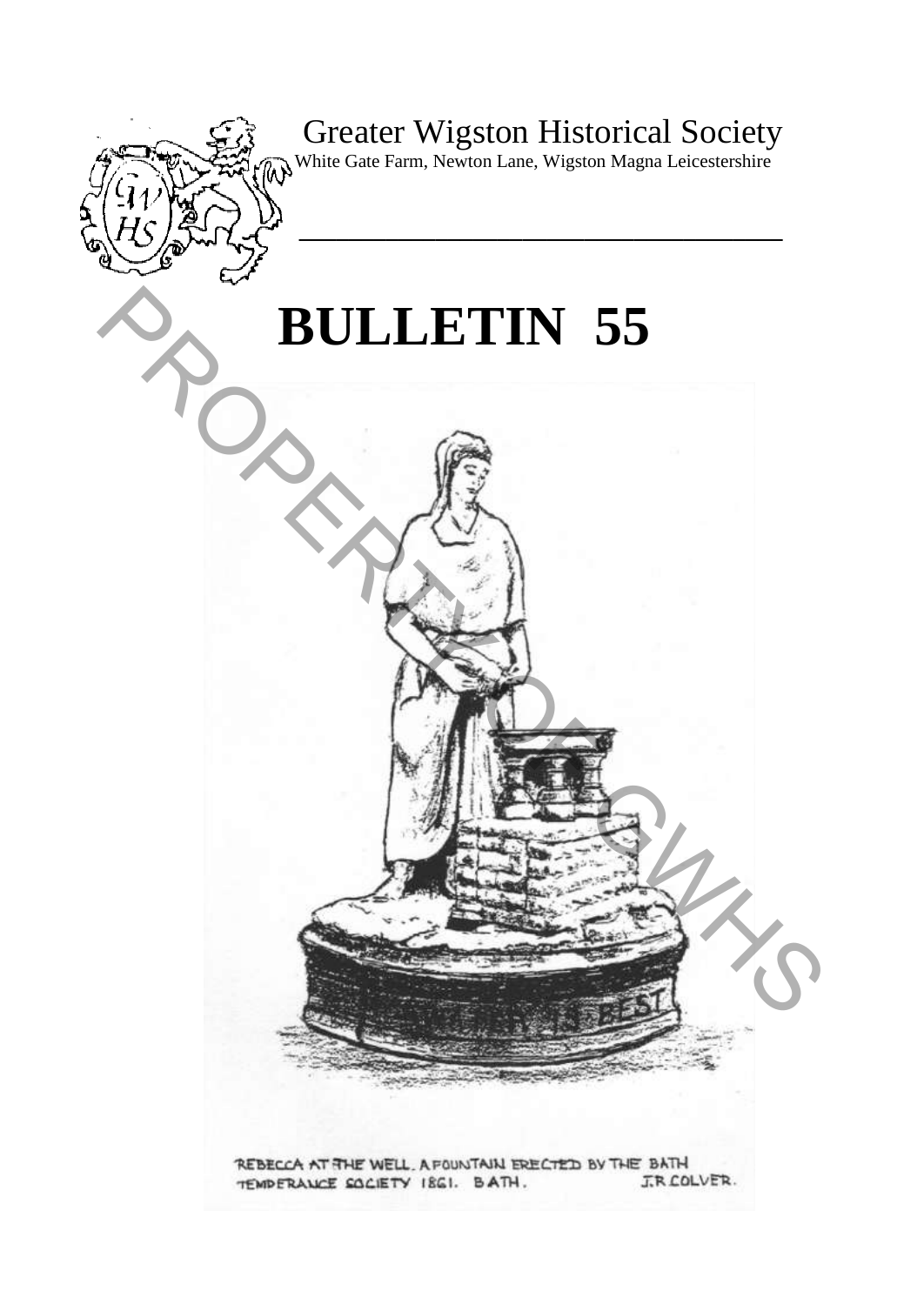Greater Wigston Historical Society

White Gate Farm, Newton Lane, Wigston Magna Leicestershire

# BULLETIN 55

REBECCA AT THE WELL. A FOUNTAIN ERECTED BY THE BATH TEMPERANCE SOCIETY 1861. BATH. J.R.COLVER.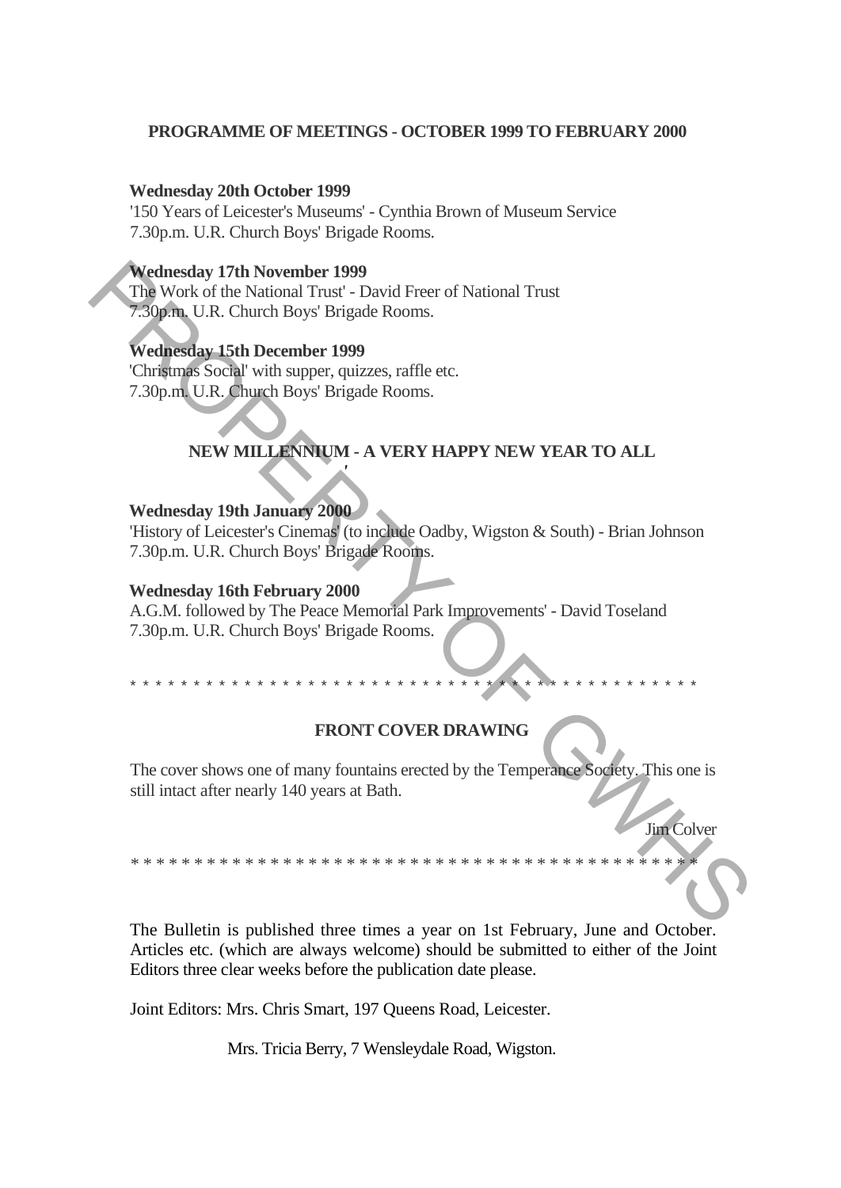**PROGRAMME OF MEETINGS - OCTOBER 1999 TO FEBRUARY 2000**

**Wednesday 20th October 1999**
'150 Years of Leicester's Museums' - Cynthia Brown of Museum Service
7.30p.m. U.R. Church Boys' Brigade Rooms.

**Wednesday 17th November 1999**
The Work of the National Trust' - David Freer of National Trust
7.30p.m. U.R. Church Boys' Brigade Rooms.

**Wednesday 15th December 1999**
'Christmas Social' with supper, quizzes, raffle etc.
7.30p.m. U.R. Church Boys' Brigade Rooms.

**NEW MILLENNIUM - A VERY HAPPY NEW YEAR TO ALL**

**Wednesday 19th January 2000**
'History of Leicester's Cinemas' (to include Oadby, Wigston & South) - Brian Johnson
7.30p.m. U.R. Church Boys' Brigade Rooms.

**Wednesday 16th February 2000**
A.G.M. followed by The Peace Memorial Park Improvements' - David Toseland
7.30p.m. U.R. Church Boys' Brigade Rooms.

* * * * * * * * * * * * * * * * * * * * * * * * * * * * * * * * * * * * * * * * * * * * * * * *

**FRONT COVER DRAWING**

The cover shows one of many fountains erected by the Temperance Society. This one is still intact after nearly 140 years at Bath.

Jim Colver

* * * * * * * * * * * * * * * * * * * * * * * * * * * * * * * * * * * * * * * * * * * * * * * *

The Bulletin is published three times a year on 1st February, June and October. Articles etc. (which are always welcome) should be submitted to either of the Joint Editors three clear weeks before the publication date please.

Joint Editors: Mrs. Chris Smart, 197 Queens Road, Leicester.

Mrs. Tricia Berry, 7 Wensleydale Road, Wigston.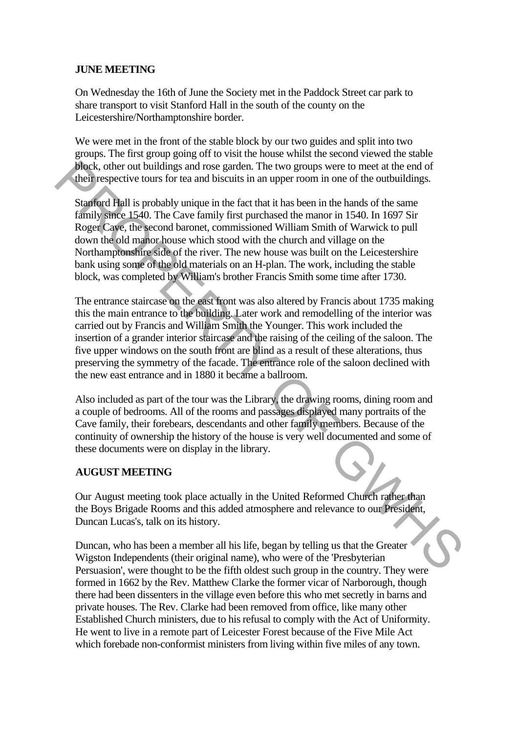**JUNE MEETING**

On Wednesday the 16th of June the Society met in the Paddock Street car park to share transport to visit Stanford Hall in the south of the county on the Leicestershire/Northamptonshire border.

We were met in the front of the stable block by our two guides and split into two groups. The first group going off to visit the house whilst the second viewed the stable block, other out buildings and rose garden. The two groups were to meet at the end of their respective tours for tea and biscuits in an upper room in one of the outbuildings.

Stanford Hall is probably unique in the fact that it has been in the hands of the same family since 1540. The Cave family first purchased the manor in 1540. In 1697 Sir Roger Cave, the second baronet, commissioned William Smith of Warwick to pull down the old manor house which stood with the church and village on the Northamptonshire side of the river. The new house was built on the Leicestershire bank using some of the old materials on an H-plan. The work, including the stable block, was completed by William's brother Francis Smith some time after 1730.

The entrance staircase on the east front was also altered by Francis about 1735 making this the main entrance to the building. Later work and remodelling of the interior was carried out by Francis and William Smith the Younger. This work included the insertion of a grander interior staircase and the raising of the ceiling of the saloon. The five upper windows on the south front are blind as a result of these alterations, thus preserving the symmetry of the facade. The entrance role of the saloon declined with the new east entrance and in 1880 it became a ballroom.

Also included as part of the tour was the Library, the drawing rooms, dining room and a couple of bedrooms. All of the rooms and passages displayed many portraits of the Cave family, their forebears, descendants and other family members. Because of the continuity of ownership the history of the house is very well documented and some of these documents were on display in the library.

**AUGUST MEETING**

Our August meeting took place actually in the United Reformed Church rather than the Boys Brigade Rooms and this added atmosphere and relevance to our President, Duncan Lucas's, talk on its history.

Duncan, who has been a member all his life, began by telling us that the Greater Wigston Independents (their original name), who were of the 'Presbyterian Persuasion', were thought to be the fifth oldest such group in the country. They were formed in 1662 by the Rev. Matthew Clarke the former vicar of Narborough, though there had been dissenters in the village even before this who met secretly in barns and private houses. The Rev. Clarke had been removed from office, like many other Established Church ministers, due to his refusal to comply with the Act of Uniformity. He went to live in a remote part of Leicester Forest because of the Five Mile Act which forebade non-conformist ministers from living within five miles of any town.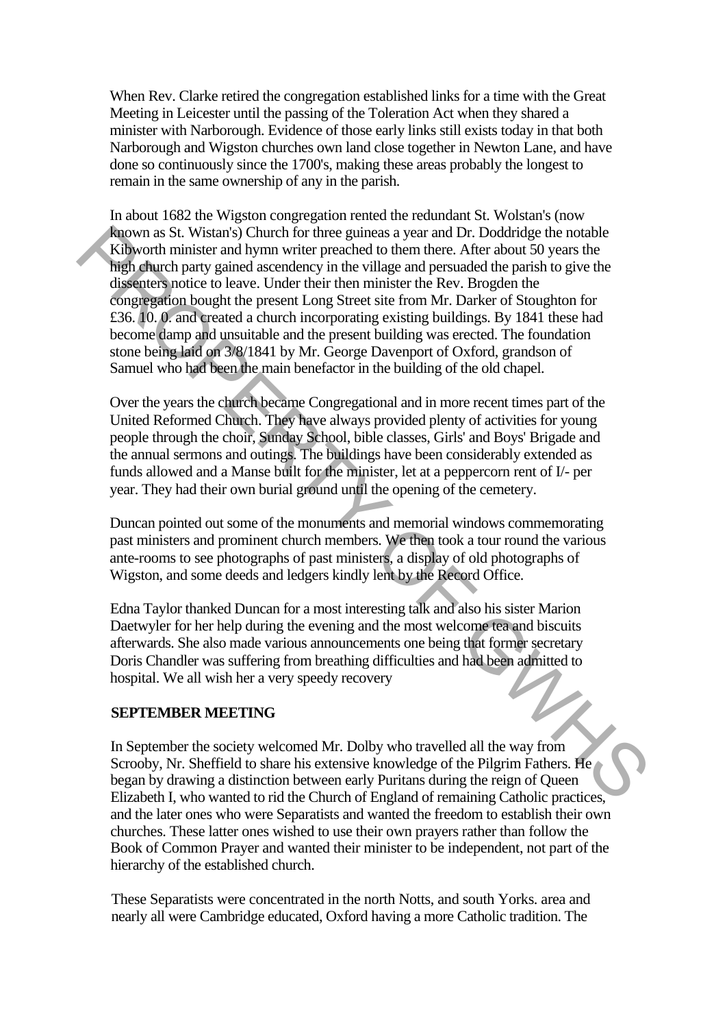When Rev. Clarke retired the congregation established links for a time with the Great Meeting in Leicester until the passing of the Toleration Act when they shared a minister with Narborough. Evidence of those early links still exists today in that both Narborough and Wigston churches own land close together in Newton Lane, and have done so continuously since the 1700's, making these areas probably the longest to remain in the same ownership of any in the parish.

In about 1682 the Wigston congregation rented the redundant St. Wolstan's (now known as St. Wistan's) Church for three guineas a year and Dr. Doddridge the notable Kibworth minister and hymn writer preached to them there. After about 50 years the high church party gained ascendency in the village and persuaded the parish to give the dissenters notice to leave. Under their then minister the Rev. Brogden the congregation bought the present Long Street site from Mr. Darker of Stoughton for £36. 10. 0. and created a church incorporating existing buildings. By 1841 these had become damp and unsuitable and the present building was erected. The foundation stone being laid on 3/8/1841 by Mr. George Davenport of Oxford, grandson of Samuel who had been the main benefactor in the building of the old chapel.

Over the years the church became Congregational and in more recent times part of the United Reformed Church. They have always provided plenty of activities for young people through the choir, Sunday School, bible classes, Girls' and Boys' Brigade and the annual sermons and outings. The buildings have been considerably extended as funds allowed and a Manse built for the minister, let at a peppercorn rent of I/- per year. They had their own burial ground until the opening of the cemetery.

Duncan pointed out some of the monuments and memorial windows commemorating past ministers and prominent church members. We then took a tour round the various ante-rooms to see photographs of past ministers, a display of old photographs of Wigston, and some deeds and ledgers kindly lent by the Record Office.

Edna Taylor thanked Duncan for a most interesting talk and also his sister Marion Daetwyler for her help during the evening and the most welcome tea and biscuits afterwards. She also made various announcements one being that former secretary Doris Chandler was suffering from breathing difficulties and had been admitted to hospital. We all wish her a very speedy recovery

## SEPTEMBER MEETING

In September the society welcomed Mr. Dolby who travelled all the way from Scrooby, Nr. Sheffield to share his extensive knowledge of the Pilgrim Fathers. He began by drawing a distinction between early Puritans during the reign of Queen Elizabeth I, who wanted to rid the Church of England of remaining Catholic practices, and the later ones who were Separatists and wanted the freedom to establish their own churches. These latter ones wished to use their own prayers rather than follow the Book of Common Prayer and wanted their minister to be independent, not part of the hierarchy of the established church.

These Separatists were concentrated in the north Notts, and south Yorks. area and nearly all were Cambridge educated, Oxford having a more Catholic tradition. The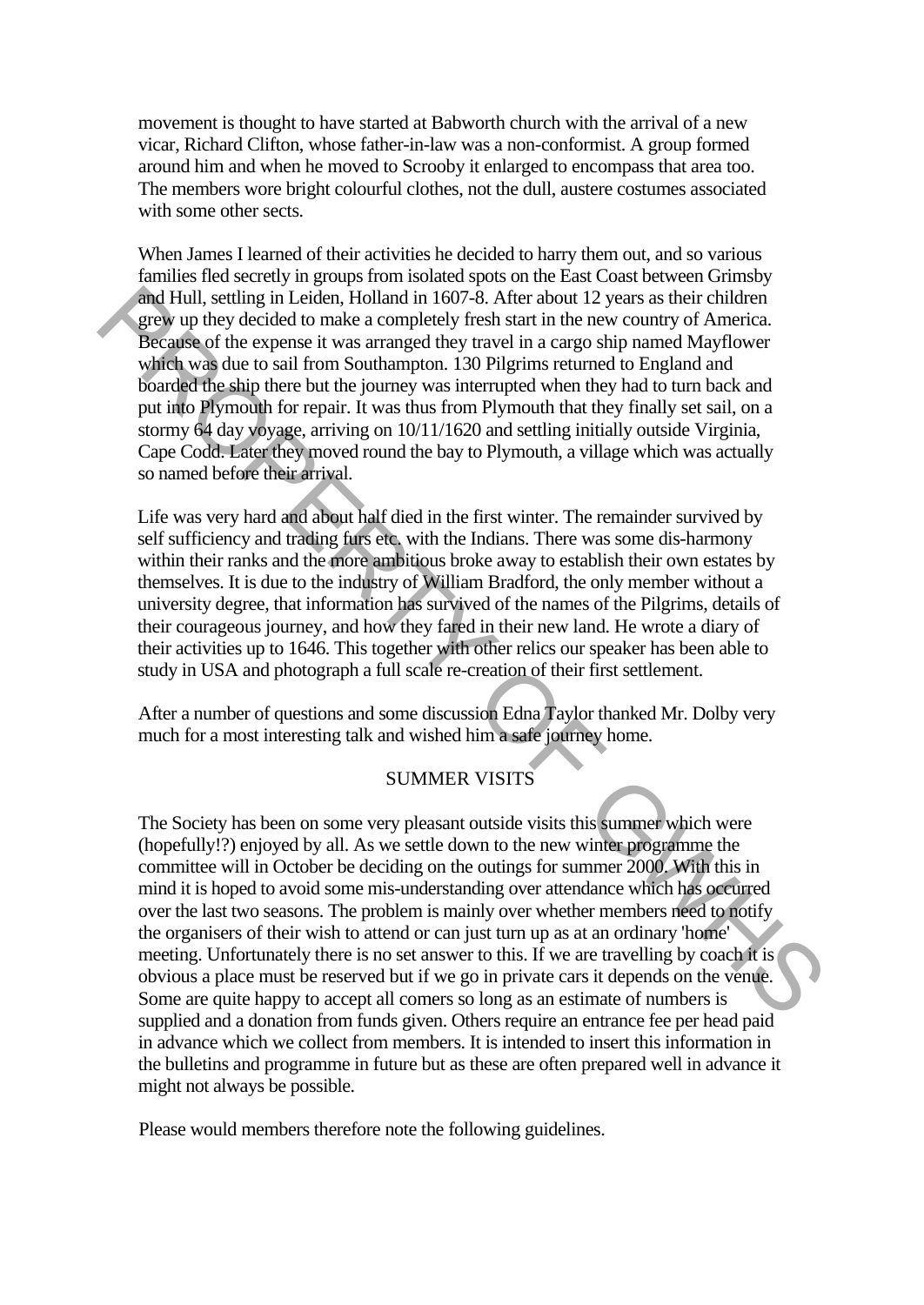movement is thought to have started at Babworth church with the arrival of a new vicar, Richard Clifton, whose father-in-law was a non-conformist. A group formed around him and when he moved to Scrooby it enlarged to encompass that area too. The members wore bright colourful clothes, not the dull, austere costumes associated with some other sects.

When James I learned of their activities he decided to harry them out, and so various families fled secretly in groups from isolated spots on the East Coast between Grimsby and Hull, settling in Leiden, Holland in 1607-8. After about 12 years as their children grew up they decided to make a completely fresh start in the new country of America. Because of the expense it was arranged they travel in a cargo ship named Mayflower which was due to sail from Southampton. 130 Pilgrims returned to England and boarded the ship there but the journey was interrupted when they had to turn back and put into Plymouth for repair. It was thus from Plymouth that they finally set sail, on a stormy 64 day voyage, arriving on 10/11/1620 and settling initially outside Virginia, Cape Codd. Later they moved round the bay to Plymouth, a village which was actually so named before their arrival.

Life was very hard and about half died in the first winter. The remainder survived by self sufficiency and trading furs etc. with the Indians. There was some dis-harmony within their ranks and the more ambitious broke away to establish their own estates by themselves. It is due to the industry of William Bradford, the only member without a university degree, that information has survived of the names of the Pilgrims, details of their courageous journey, and how they fared in their new land. He wrote a diary of their activities up to 1646. This together with other relics our speaker has been able to study in USA and photograph a full scale re-creation of their first settlement.

After a number of questions and some discussion Edna Taylor thanked Mr. Dolby very much for a most interesting talk and wished him a safe journey home.

## SUMMER VISITS

The Society has been on some very pleasant outside visits this summer which were (hopefully!?) enjoyed by all. As we settle down to the new winter programme the committee will in October be deciding on the outings for summer 2000. With this in mind it is hoped to avoid some mis-understanding over attendance which has occurred over the last two seasons. The problem is mainly over whether members need to notify the organisers of their wish to attend or can just turn up as at an ordinary 'home' meeting. Unfortunately there is no set answer to this. If we are travelling by coach it is obvious a place must be reserved but if we go in private cars it depends on the venue. Some are quite happy to accept all comers so long as an estimate of numbers is supplied and a donation from funds given. Others require an entrance fee per head paid in advance which we collect from members. It is intended to insert this information in the bulletins and programme in future but as these are often prepared well in advance it might not always be possible.

Please would members therefore note the following guidelines.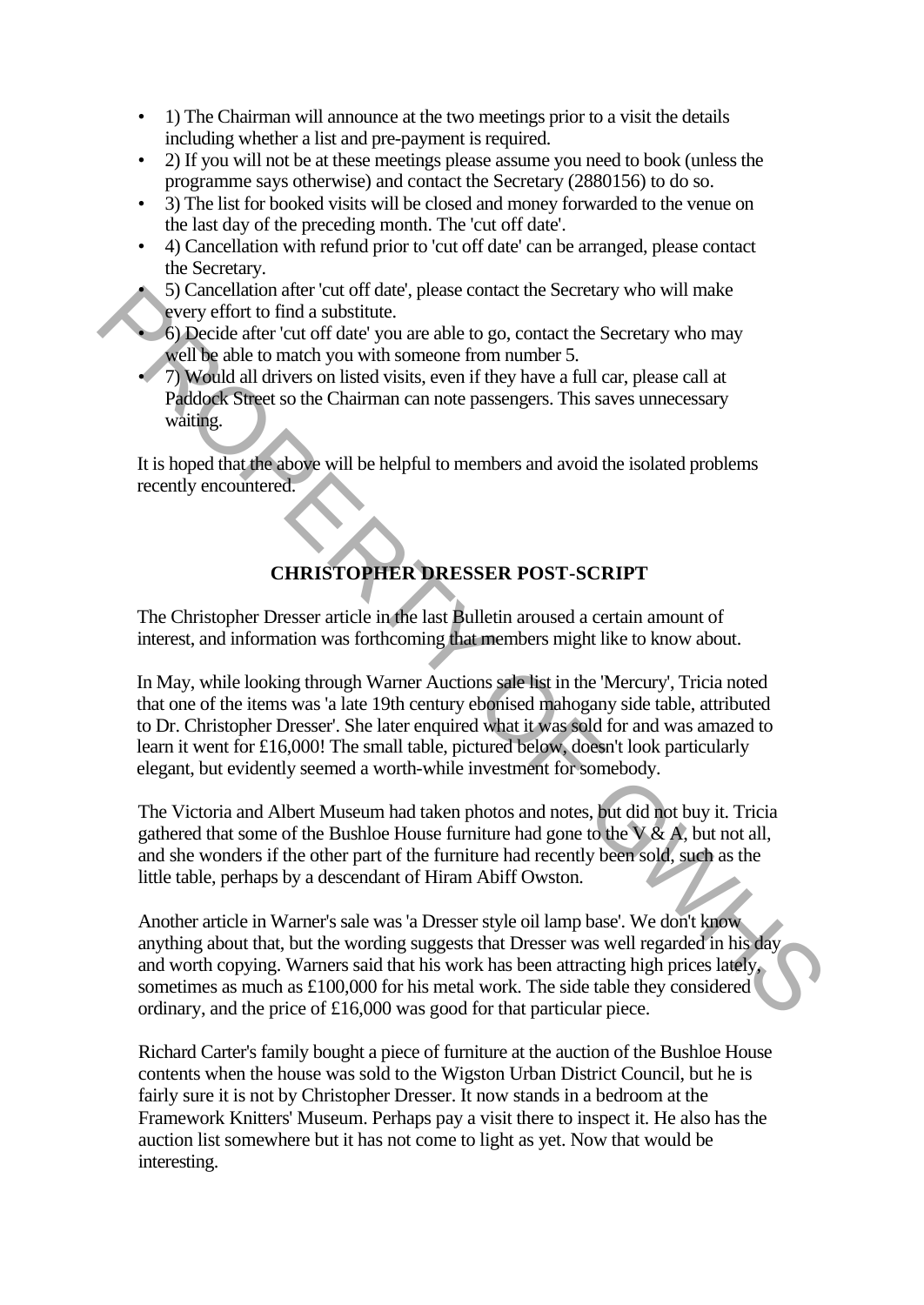- 1) The Chairman will announce at the two meetings prior to a visit the details including whether a list and pre-payment is required.
- 2) If you will not be at these meetings please assume you need to book (unless the programme says otherwise) and contact the Secretary (2880156) to do so.
- 3) The list for booked visits will be closed and money forwarded to the venue on the last day of the preceding month. The 'cut off date'.
- 4) Cancellation with refund prior to 'cut off date' can be arranged, please contact the Secretary.
- 5) Cancellation after 'cut off date', please contact the Secretary who will make every effort to find a substitute.
- 6) Decide after 'cut off date' you are able to go, contact the Secretary who may well be able to match you with someone from number 5.
- 7) Would all drivers on listed visits, even if they have a full car, please call at Paddock Street so the Chairman can note passengers. This saves unnecessary waiting.

It is hoped that the above will be helpful to members and avoid the isolated problems recently encountered.

## CHRISTOPHER DRESSER POST-SCRIPT

The Christopher Dresser article in the last Bulletin aroused a certain amount of interest, and information was forthcoming that members might like to know about.

In May, while looking through Warner Auctions sale list in the 'Mercury', Tricia noted that one of the items was 'a late 19th century ebonised mahogany side table, attributed to Dr. Christopher Dresser'. She later enquired what it was sold for and was amazed to learn it went for £16,000! The small table, pictured below, doesn't look particularly elegant, but evidently seemed a worth-while investment for somebody.

The Victoria and Albert Museum had taken photos and notes, but did not buy it. Tricia gathered that some of the Bushloe House furniture had gone to the V & A, but not all, and she wonders if the other part of the furniture had recently been sold, such as the little table, perhaps by a descendant of Hiram Abiff Owston.

Another article in Warner's sale was 'a Dresser style oil lamp base'. We don't know anything about that, but the wording suggests that Dresser was well regarded in his day and worth copying. Warners said that his work has been attracting high prices lately, sometimes as much as £100,000 for his metal work. The side table they considered ordinary, and the price of £16,000 was good for that particular piece.

Richard Carter's family bought a piece of furniture at the auction of the Bushloe House contents when the house was sold to the Wigston Urban District Council, but he is fairly sure it is not by Christopher Dresser. It now stands in a bedroom at the Framework Knitters' Museum. Perhaps pay a visit there to inspect it. He also has the auction list somewhere but it has not come to light as yet. Now that would be interesting.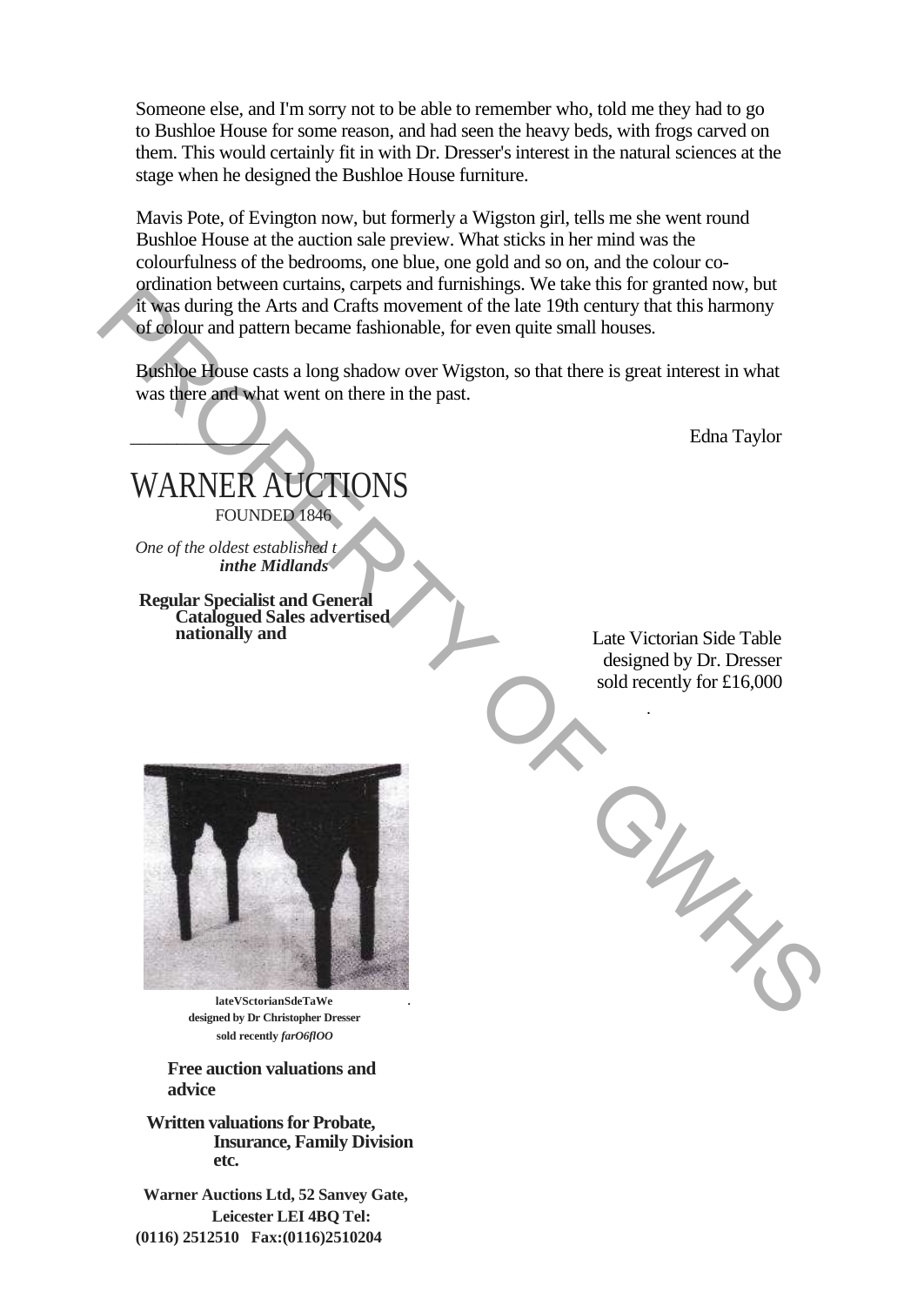Someone else, and I'm sorry not to be able to remember who, told me they had to go to Bushloe House for some reason, and had seen the heavy beds, with frogs carved on them. This would certainly fit in with Dr. Dresser's interest in the natural sciences at the stage when he designed the Bushloe House furniture.

Mavis Pote, of Evington now, but formerly a Wigston girl, tells me she went round Bushloe House at the auction sale preview. What sticks in her mind was the colourfulness of the bedrooms, one blue, one gold and so on, and the colour co-ordination between curtains, carpets and furnishings. We take this for granted now, but it was during the Arts and Crafts movement of the late 19th century that this harmony of colour and pattern became fashionable, for even quite small houses.

Bushloe House casts a long shadow over Wigston, so that there is great interest in what was there and what went on there in the past.

Edna Taylor

---

# WARNER AUCTIONS

FOUNDED 1846

*One of the oldest established t* ***inthe Midlands***

**Regular Specialist and General Catalogued Sales advertised nationally and**

Late Victorian Side Table designed by Dr. Dresser sold recently for £16,000

**lateVSctorianSdeTaWe designed by Dr Christopher Dresser sold recently** ***farO6flOO***

**Free auction valuations and advice**

**Written valuations for Probate, Insurance, Family Division etc.**

**Warner Auctions Ltd, 52 Sanvey Gate, Leicester LEI 4BQ Tel: (0116) 2512510 Fax:(0116)2510204**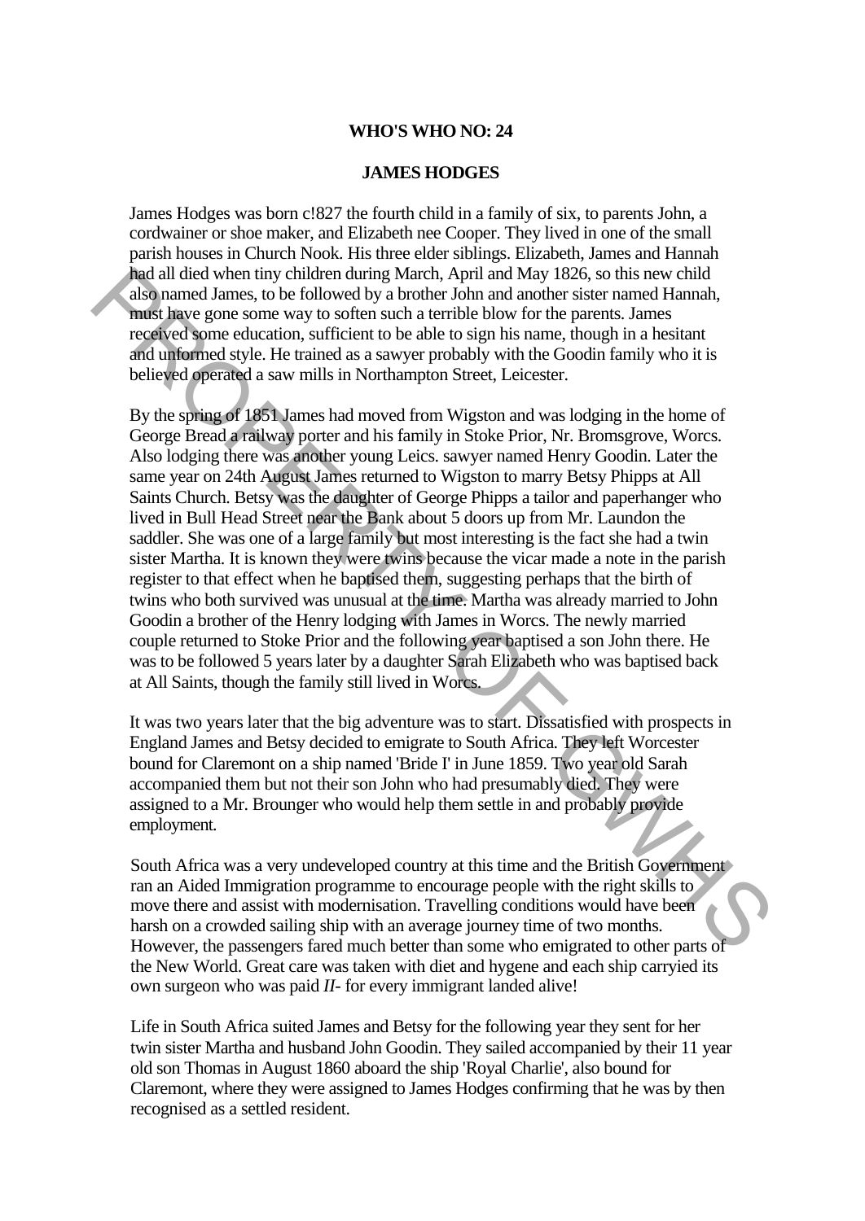**WHO'S WHO NO: 24**

**JAMES HODGES**

James Hodges was born c!827 the fourth child in a family of six, to parents John, a cordwainer or shoe maker, and Elizabeth nee Cooper. They lived in one of the small parish houses in Church Nook. His three elder siblings. Elizabeth, James and Hannah had all died when tiny children during March, April and May 1826, so this new child also named James, to be followed by a brother John and another sister named Hannah, must have gone some way to soften such a terrible blow for the parents. James received some education, sufficient to be able to sign his name, though in a hesitant and unformed style. He trained as a sawyer probably with the Goodin family who it is believed operated a saw mills in Northampton Street, Leicester.

By the spring of 1851 James had moved from Wigston and was lodging in the home of George Bread a railway porter and his family in Stoke Prior, Nr. Bromsgrove, Worcs. Also lodging there was another young Leics. sawyer named Henry Goodin. Later the same year on 24th August James returned to Wigston to marry Betsy Phipps at All Saints Church. Betsy was the daughter of George Phipps a tailor and paperhanger who lived in Bull Head Street near the Bank about 5 doors up from Mr. Laundon the saddler. She was one of a large family but most interesting is the fact she had a twin sister Martha. It is known they were twins because the vicar made a note in the parish register to that effect when he baptised them, suggesting perhaps that the birth of twins who both survived was unusual at the time. Martha was already married to John Goodin a brother of the Henry lodging with James in Worcs. The newly married couple returned to Stoke Prior and the following year baptised a son John there. He was to be followed 5 years later by a daughter Sarah Elizabeth who was baptised back at All Saints, though the family still lived in Worcs.

It was two years later that the big adventure was to start. Dissatisfied with prospects in England James and Betsy decided to emigrate to South Africa. They left Worcester bound for Claremont on a ship named 'Bride I' in June 1859. Two year old Sarah accompanied them but not their son John who had presumably died. They were assigned to a Mr. Brounger who would help them settle in and probably provide employment.

South Africa was a very undeveloped country at this time and the British Government ran an Aided Immigration programme to encourage people with the right skills to move there and assist with modernisation. Travelling conditions would have been harsh on a crowded sailing ship with an average journey time of two months. However, the passengers fared much better than some who emigrated to other parts of the New World. Great care was taken with diet and hygene and each ship carryied its own surgeon who was paid *II-* for every immigrant landed alive!

Life in South Africa suited James and Betsy for the following year they sent for her twin sister Martha and husband John Goodin. They sailed accompanied by their 11 year old son Thomas in August 1860 aboard the ship 'Royal Charlie', also bound for Claremont, where they were assigned to James Hodges confirming that he was by then recognised as a settled resident.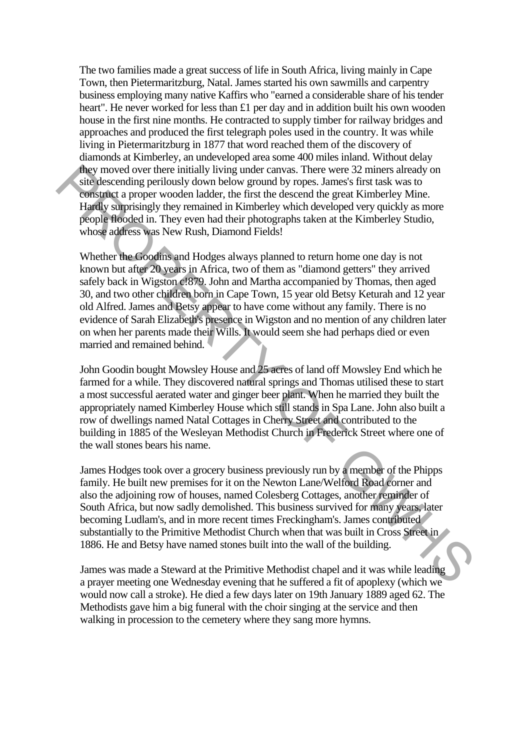The two families made a great success of life in South Africa, living mainly in Cape Town, then Pietermaritzburg, Natal. James started his own sawmills and carpentry business employing many native Kaffirs who "earned a considerable share of his tender heart". He never worked for less than £1 per day and in addition built his own wooden house in the first nine months. He contracted to supply timber for railway bridges and approaches and produced the first telegraph poles used in the country. It was while living in Pietermaritzburg in 1877 that word reached them of the discovery of diamonds at Kimberley, an undeveloped area some 400 miles inland. Without delay they moved over there initially living under canvas. There were 32 miners already on site descending perilously down below ground by ropes. James's first task was to construct a proper wooden ladder, the first the descend the great Kimberley Mine. Hardly surprisingly they remained in Kimberley which developed very quickly as more people flooded in. They even had their photographs taken at the Kimberley Studio, whose address was New Rush, Diamond Fields!

Whether the Goodins and Hodges always planned to return home one day is not known but after 20 years in Africa, two of them as "diamond getters" they arrived safely back in Wigston c!879. John and Martha accompanied by Thomas, then aged 30, and two other children born in Cape Town, 15 year old Betsy Keturah and 12 year old Alfred. James and Betsy appear to have come without any family. There is no evidence of Sarah Elizabeth's presence in Wigston and no mention of any children later on when her parents made their Wills. It would seem she had perhaps died or even married and remained behind.

John Goodin bought Mowsley House and 25 acres of land off Mowsley End which he farmed for a while. They discovered natural springs and Thomas utilised these to start a most successful aerated water and ginger beer plant. When he married they built the appropriately named Kimberley House which still stands in Spa Lane. John also built a row of dwellings named Natal Cottages in Cherry Street and contributed to the building in 1885 of the Wesleyan Methodist Church in Frederick Street where one of the wall stones bears his name.

James Hodges took over a grocery business previously run by a member of the Phipps family. He built new premises for it on the Newton Lane/Welford Road corner and also the adjoining row of houses, named Colesberg Cottages, another reminder of South Africa, but now sadly demolished. This business survived for many years, later becoming Ludlam's, and in more recent times Freckingham's. James contributed substantially to the Primitive Methodist Church when that was built in Cross Street in 1886. He and Betsy have named stones built into the wall of the building.

James was made a Steward at the Primitive Methodist chapel and it was while leading a prayer meeting one Wednesday evening that he suffered a fit of apoplexy (which we would now call a stroke). He died a few days later on 19th January 1889 aged 62. The Methodists gave him a big funeral with the choir singing at the service and then walking in procession to the cemetery where they sang more hymns.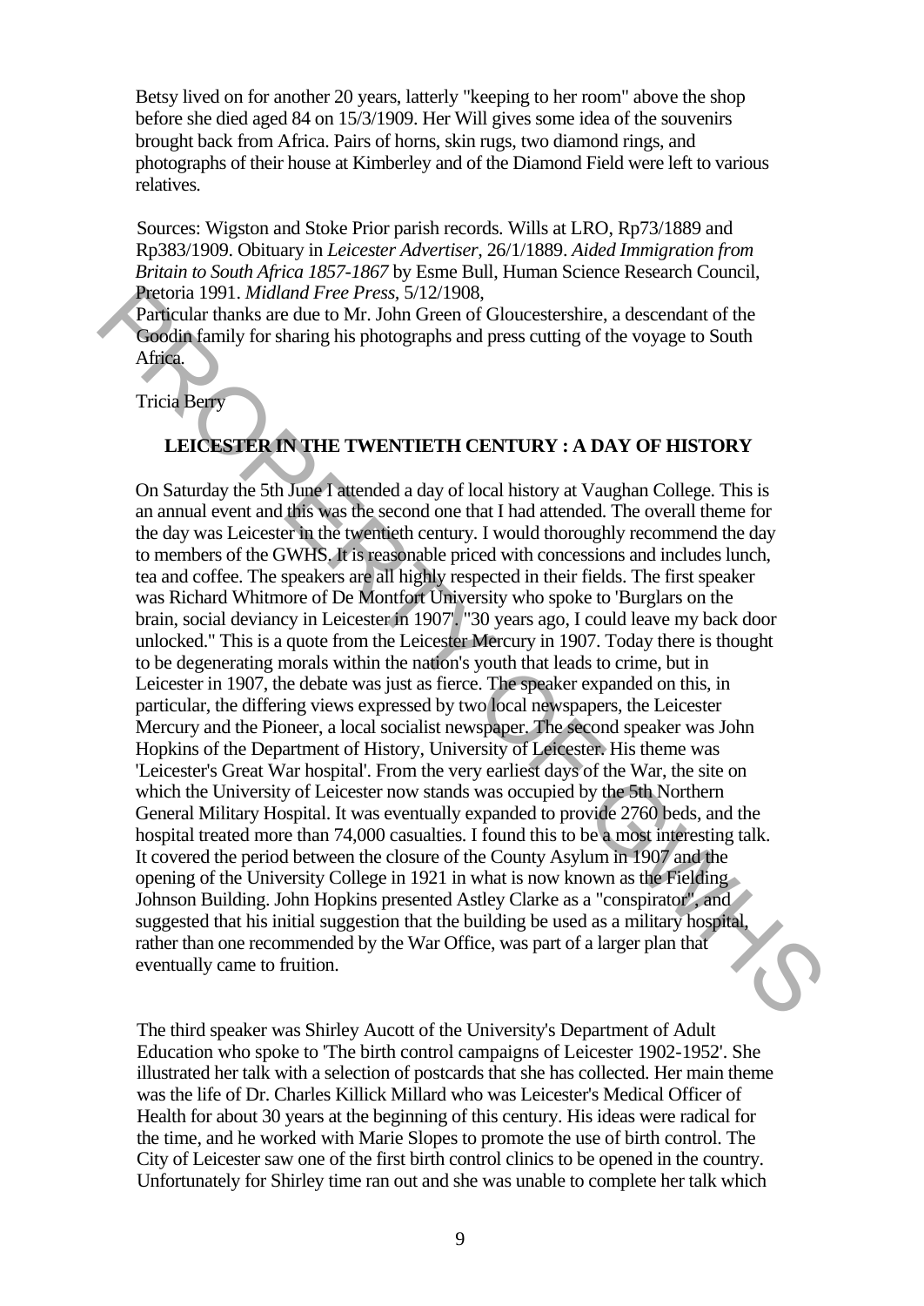Betsy lived on for another 20 years, latterly "keeping to her room" above the shop before she died aged 84 on 15/3/1909. Her Will gives some idea of the souvenirs brought back from Africa. Pairs of horns, skin rugs, two diamond rings, and photographs of their house at Kimberley and of the Diamond Field were left to various relatives.

Sources: Wigston and Stoke Prior parish records. Wills at LRO, Rp73/1889 and Rp383/1909. Obituary in *Leicester Advertiser*, 26/1/1889. *Aided Immigration from Britain to South Africa 1857-1867* by Esme Bull, Human Science Research Council, Pretoria 1991. *Midland Free Press*, 5/12/1908,
Particular thanks are due to Mr. John Green of Gloucestershire, a descendant of the Goodin family for sharing his photographs and press cutting of the voyage to South Africa.

Tricia Berry

## LEICESTER IN THE TWENTIETH CENTURY : A DAY OF HISTORY

On Saturday the 5th June I attended a day of local history at Vaughan College. This is an annual event and this was the second one that I had attended. The overall theme for the day was Leicester in the twentieth century. I would thoroughly recommend the day to members of the GWHS. It is reasonable priced with concessions and includes lunch, tea and coffee. The speakers are all highly respected in their fields. The first speaker was Richard Whitmore of De Montfort University who spoke to 'Burglars on the brain, social deviancy in Leicester in 1907'. "30 years ago, I could leave my back door unlocked." This is a quote from the Leicester Mercury in 1907. Today there is thought to be degenerating morals within the nation's youth that leads to crime, but in Leicester in 1907, the debate was just as fierce. The speaker expanded on this, in particular, the differing views expressed by two local newspapers, the Leicester Mercury and the Pioneer, a local socialist newspaper. The second speaker was John Hopkins of the Department of History, University of Leicester. His theme was 'Leicester's Great War hospital'. From the very earliest days of the War, the site on which the University of Leicester now stands was occupied by the 5th Northern General Military Hospital. It was eventually expanded to provide 2760 beds, and the hospital treated more than 74,000 casualties. I found this to be a most interesting talk. It covered the period between the closure of the County Asylum in 1907 and the opening of the University College in 1921 in what is now known as the Fielding Johnson Building. John Hopkins presented Astley Clarke as a "conspirator", and suggested that his initial suggestion that the building be used as a military hospital, rather than one recommended by the War Office, was part of a larger plan that eventually came to fruition.

The third speaker was Shirley Aucott of the University's Department of Adult Education who spoke to 'The birth control campaigns of Leicester 1902-1952'. She illustrated her talk with a selection of postcards that she has collected. Her main theme was the life of Dr. Charles Killick Millard who was Leicester's Medical Officer of Health for about 30 years at the beginning of this century. His ideas were radical for the time, and he worked with Marie Slopes to promote the use of birth control. The City of Leicester saw one of the first birth control clinics to be opened in the country. Unfortunately for Shirley time ran out and she was unable to complete her talk which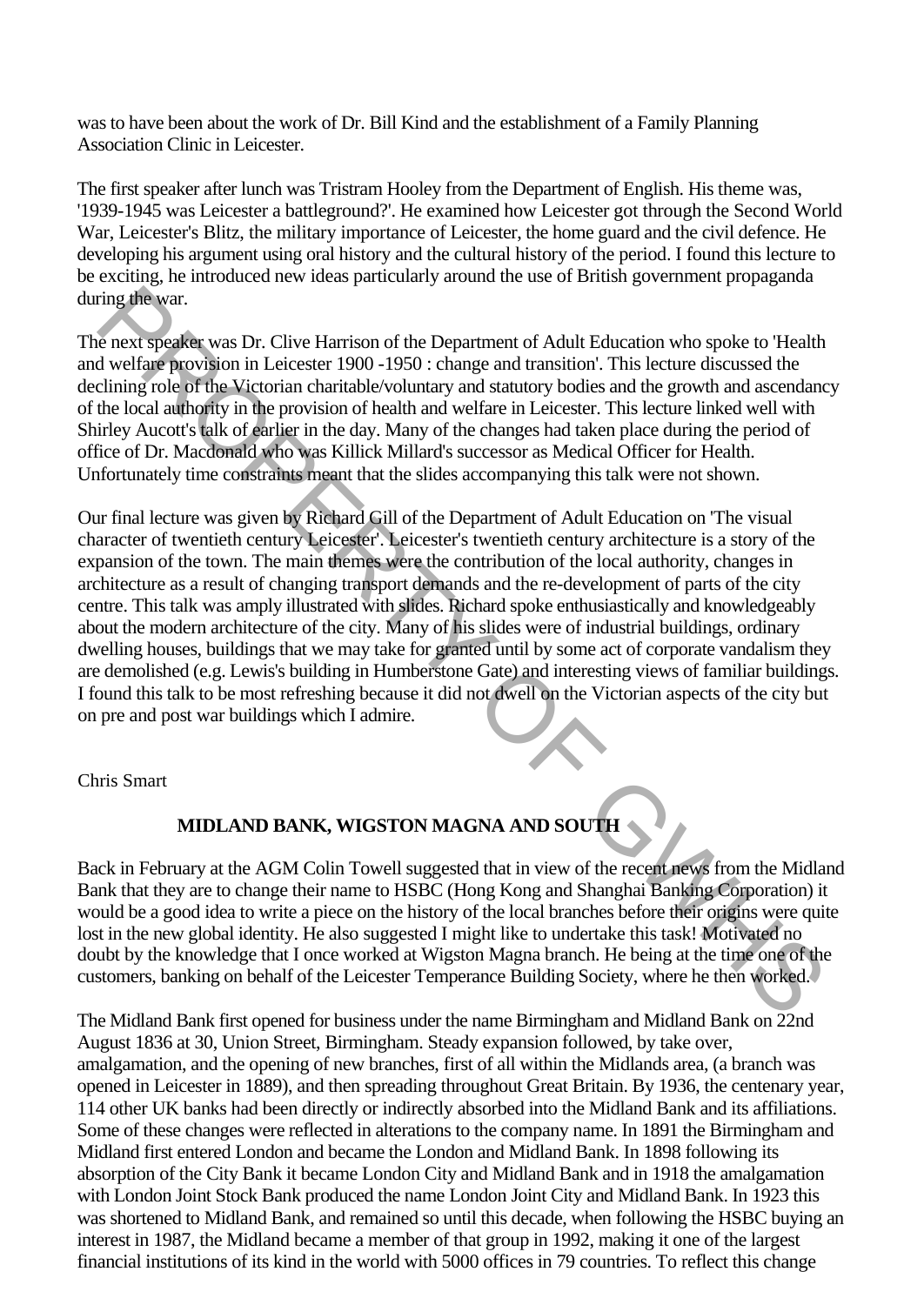was to have been about the work of Dr. Bill Kind and the establishment of a Family Planning Association Clinic in Leicester.

The first speaker after lunch was Tristram Hooley from the Department of English. His theme was, '1939-1945 was Leicester a battleground?'. He examined how Leicester got through the Second World War, Leicester's Blitz, the military importance of Leicester, the home guard and the civil defence. He developing his argument using oral history and the cultural history of the period. I found this lecture to be exciting, he introduced new ideas particularly around the use of British government propaganda during the war.

The next speaker was Dr. Clive Harrison of the Department of Adult Education who spoke to 'Health and welfare provision in Leicester 1900 -1950 : change and transition'. This lecture discussed the declining role of the Victorian charitable/voluntary and statutory bodies and the growth and ascendancy of the local authority in the provision of health and welfare in Leicester. This lecture linked well with Shirley Aucott's talk of earlier in the day. Many of the changes had taken place during the period of office of Dr. Macdonald who was Killick Millard's successor as Medical Officer for Health. Unfortunately time constraints meant that the slides accompanying this talk were not shown.

Our final lecture was given by Richard Gill of the Department of Adult Education on 'The visual character of twentieth century Leicester'. Leicester's twentieth century architecture is a story of the expansion of the town. The main themes were the contribution of the local authority, changes in architecture as a result of changing transport demands and the re-development of parts of the city centre. This talk was amply illustrated with slides. Richard spoke enthusiastically and knowledgeably about the modern architecture of the city. Many of his slides were of industrial buildings, ordinary dwelling houses, buildings that we may take for granted until by some act of corporate vandalism they are demolished (e.g. Lewis's building in Humberstone Gate) and interesting views of familiar buildings. I found this talk to be most refreshing because it did not dwell on the Victorian aspects of the city but on pre and post war buildings which I admire.

Chris Smart

## MIDLAND BANK, WIGSTON MAGNA AND SOUTH

Back in February at the AGM Colin Towell suggested that in view of the recent news from the Midland Bank that they are to change their name to HSBC (Hong Kong and Shanghai Banking Corporation) it would be a good idea to write a piece on the history of the local branches before their origins were quite lost in the new global identity. He also suggested I might like to undertake this task! Motivated no doubt by the knowledge that I once worked at Wigston Magna branch. He being at the time one of the customers, banking on behalf of the Leicester Temperance Building Society, where he then worked.

The Midland Bank first opened for business under the name Birmingham and Midland Bank on 22nd August 1836 at 30, Union Street, Birmingham. Steady expansion followed, by take over, amalgamation, and the opening of new branches, first of all within the Midlands area, (a branch was opened in Leicester in 1889), and then spreading throughout Great Britain. By 1936, the centenary year, 114 other UK banks had been directly or indirectly absorbed into the Midland Bank and its affiliations. Some of these changes were reflected in alterations to the company name. In 1891 the Birmingham and Midland first entered London and became the London and Midland Bank. In 1898 following its absorption of the City Bank it became London City and Midland Bank and in 1918 the amalgamation with London Joint Stock Bank produced the name London Joint City and Midland Bank. In 1923 this was shortened to Midland Bank, and remained so until this decade, when following the HSBC buying an interest in 1987, the Midland became a member of that group in 1992, making it one of the largest financial institutions of its kind in the world with 5000 offices in 79 countries. To reflect this change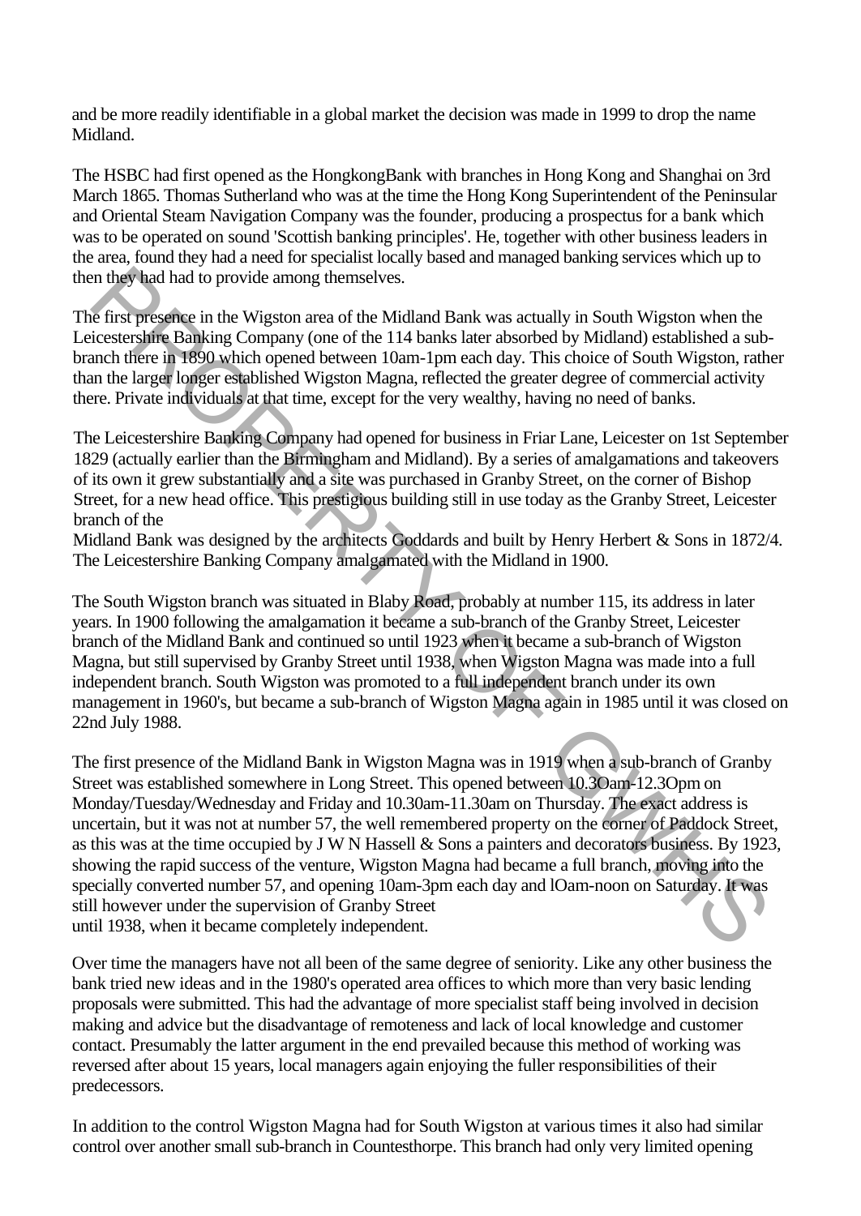and be more readily identifiable in a global market the decision was made in 1999 to drop the name Midland.

The HSBC had first opened as the HongkongBank with branches in Hong Kong and Shanghai on 3rd March 1865. Thomas Sutherland who was at the time the Hong Kong Superintendent of the Peninsular and Oriental Steam Navigation Company was the founder, producing a prospectus for a bank which was to be operated on sound 'Scottish banking principles'. He, together with other business leaders in the area, found they had a need for specialist locally based and managed banking services which up to then they had had to provide among themselves.

The first presence in the Wigston area of the Midland Bank was actually in South Wigston when the Leicestershire Banking Company (one of the 114 banks later absorbed by Midland) established a sub-branch there in 1890 which opened between 10am-1pm each day. This choice of South Wigston, rather than the larger longer established Wigston Magna, reflected the greater degree of commercial activity there. Private individuals at that time, except for the very wealthy, having no need of banks.

The Leicestershire Banking Company had opened for business in Friar Lane, Leicester on 1st September 1829 (actually earlier than the Birmingham and Midland). By a series of amalgamations and takeovers of its own it grew substantially and a site was purchased in Granby Street, on the corner of Bishop Street, for a new head office. This prestigious building still in use today as the Granby Street, Leicester branch of the Midland Bank was designed by the architects Goddards and built by Henry Herbert & Sons in 1872/4. The Leicestershire Banking Company amalgamated with the Midland in 1900.

The South Wigston branch was situated in Blaby Road, probably at number 115, its address in later years. In 1900 following the amalgamation it became a sub-branch of the Granby Street, Leicester branch of the Midland Bank and continued so until 1923 when it became a sub-branch of Wigston Magna, but still supervised by Granby Street until 1938, when Wigston Magna was made into a full independent branch. South Wigston was promoted to a full independent branch under its own management in 1960's, but became a sub-branch of Wigston Magna again in 1985 until it was closed on 22nd July 1988.

The first presence of the Midland Bank in Wigston Magna was in 1919 when a sub-branch of Granby Street was established somewhere in Long Street. This opened between 10.3Oam-12.3Opm on Monday/Tuesday/Wednesday and Friday and 10.30am-11.30am on Thursday. The exact address is uncertain, but it was not at number 57, the well remembered property on the corner of Paddock Street, as this was at the time occupied by J W N Hassell & Sons a painters and decorators business. By 1923, showing the rapid success of the venture, Wigston Magna had became a full branch, moving into the specially converted number 57, and opening 10am-3pm each day and lOam-noon on Saturday. It was still however under the supervision of Granby Street until 1938, when it became completely independent.

Over time the managers have not all been of the same degree of seniority. Like any other business the bank tried new ideas and in the 1980's operated area offices to which more than very basic lending proposals were submitted. This had the advantage of more specialist staff being involved in decision making and advice but the disadvantage of remoteness and lack of local knowledge and customer contact. Presumably the latter argument in the end prevailed because this method of working was reversed after about 15 years, local managers again enjoying the fuller responsibilities of their predecessors.

In addition to the control Wigston Magna had for South Wigston at various times it also had similar control over another small sub-branch in Countesthorpe. This branch had only very limited opening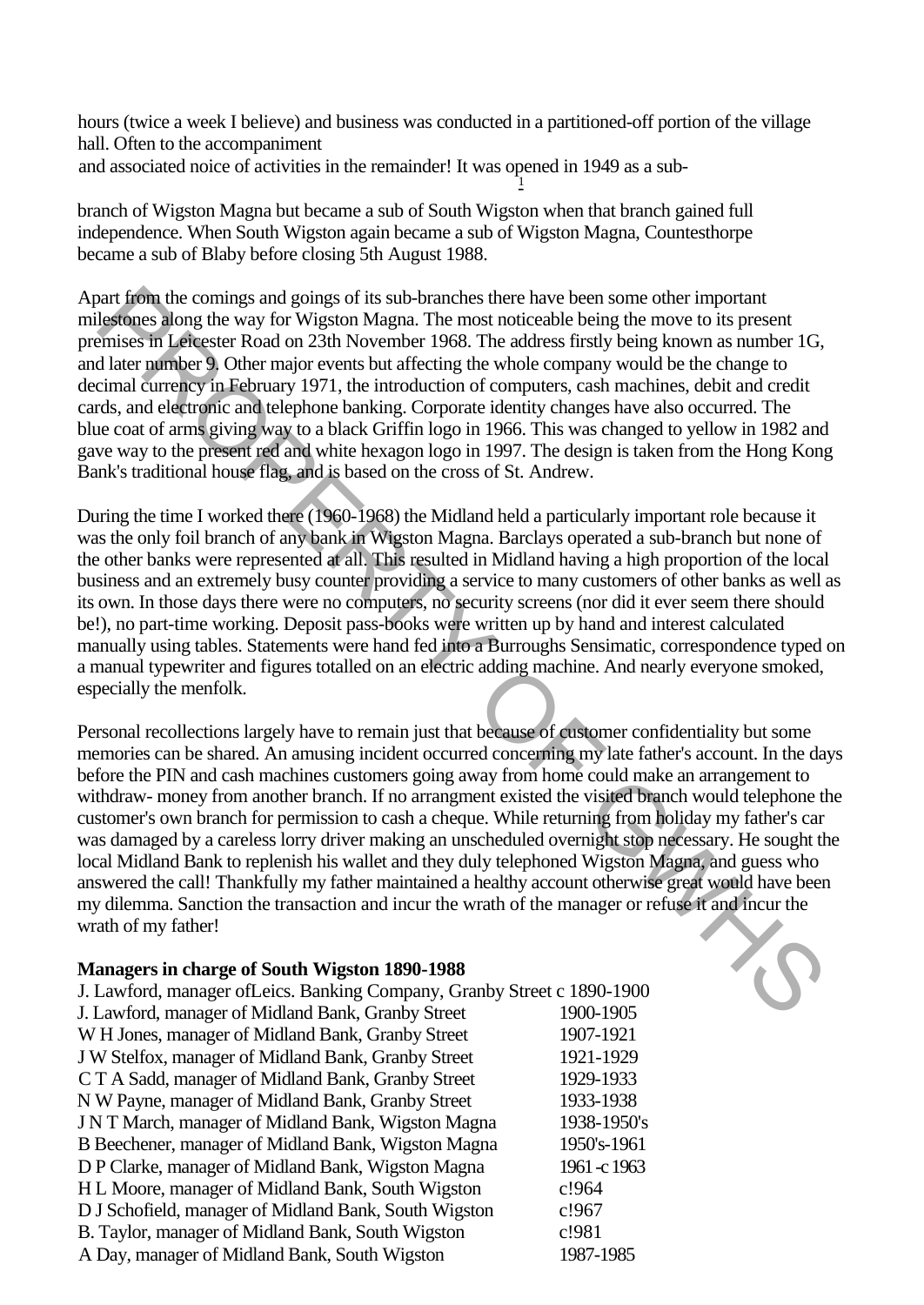hours (twice a week I believe) and business was conducted in a partitioned-off portion of the village hall. Often to the accompaniment and associated noice of activities in the remainder! It was opened in 1949 as a sub-branch of Wigston Magna but became a sub of South Wigston when that branch gained full independence. When South Wigston again became a sub of Wigston Magna, Countesthorpe became a sub of Blaby before closing 5th August 1988.

Apart from the comings and goings of its sub-branches there have been some other important milestones along the way for Wigston Magna. The most noticeable being the move to its present premises in Leicester Road on 23th November 1968. The address firstly being known as number 1G, and later number 9. Other major events but affecting the whole company would be the change to decimal currency in February 1971, the introduction of computers, cash machines, debit and credit cards, and electronic and telephone banking. Corporate identity changes have also occurred. The blue coat of arms giving way to a black Griffin logo in 1966. This was changed to yellow in 1982 and gave way to the present red and white hexagon logo in 1997. The design is taken from the Hong Kong Bank's traditional house flag, and is based on the cross of St. Andrew.

During the time I worked there (1960-1968) the Midland held a particularly important role because it was the only foil branch of any bank in Wigston Magna. Barclays operated a sub-branch but none of the other banks were represented at all. This resulted in Midland having a high proportion of the local business and an extremely busy counter providing a service to many customers of other banks as well as its own. In those days there were no computers, no security screens (nor did it ever seem there should be!), no part-time working. Deposit pass-books were written up by hand and interest calculated manually using tables. Statements were hand fed into a Burroughs Sensimatic, correspondence typed on a manual typewriter and figures totalled on an electric adding machine. And nearly everyone smoked, especially the menfolk.

Personal recollections largely have to remain just that because of customer confidentiality but some memories can be shared. An amusing incident occurred concerning my late father's account. In the days before the PIN and cash machines customers going away from home could make an arrangement to withdraw- money from another branch. If no arrangment existed the visited branch would telephone the customer's own branch for permission to cash a cheque. While returning from holiday my father's car was damaged by a careless lorry driver making an unscheduled overnight stop necessary. He sought the local Midland Bank to replenish his wallet and they duly telephoned Wigston Magna, and guess who answered the call! Thankfully my father maintained a healthy account otherwise great would have been my dilemma. Sanction the transaction and incur the wrath of the manager or refuse it and incur the wrath of my father!

**Managers in charge of South Wigston 1890-1988**

| | |
|---|---|
| J. Lawford, manager ofLeics. Banking Company, Granby Street c 1890-1900 | |
| J. Lawford, manager of Midland Bank, Granby Street | 1900-1905 |
| W H Jones, manager of Midland Bank, Granby Street | 1907-1921 |
| J W Stelfox, manager of Midland Bank, Granby Street | 1921-1929 |
| C T A Sadd, manager of Midland Bank, Granby Street | 1929-1933 |
| N W Payne, manager of Midland Bank, Granby Street | 1933-1938 |
| J N T March, manager of Midland Bank, Wigston Magna | 1938-1950's |
| B Beechener, manager of Midland Bank, Wigston Magna | 1950's-1961 |
| D P Clarke, manager of Midland Bank, Wigston Magna | 1961 -c 1963 |
| H L Moore, manager of Midland Bank, South Wigston | c!964 |
| D J Schofield, manager of Midland Bank, South Wigston | c!967 |
| B. Taylor, manager of Midland Bank, South Wigston | c!981 |
| A Day, manager of Midland Bank, South Wigston | 1987-1985 |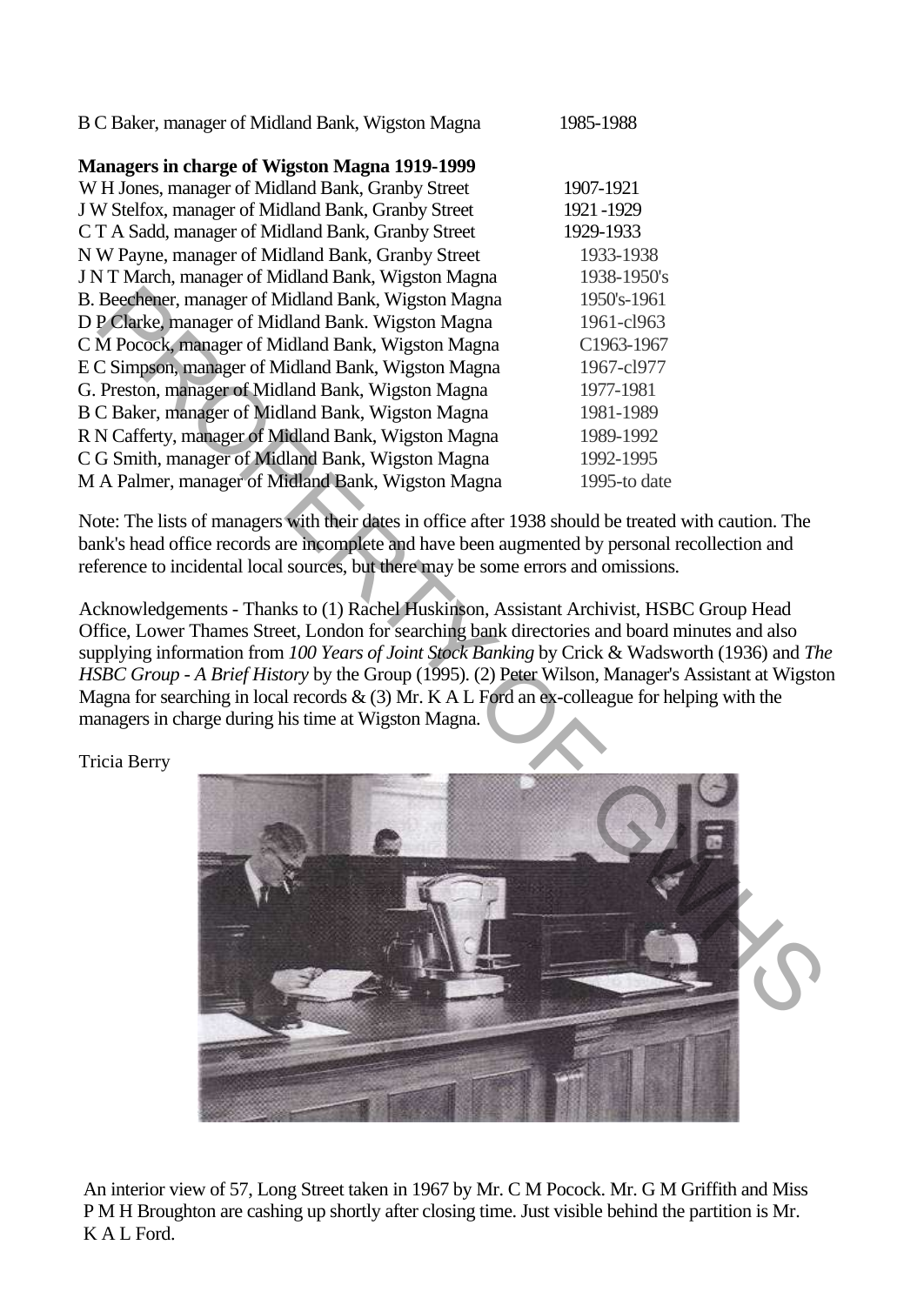| | |
|---|---|
| B C Baker, manager of Midland Bank, Wigston Magna | 1985-1988 |

**Managers in charge of Wigston Magna 1919-1999**

| | |
|---|---|
| W H Jones, manager of Midland Bank, Granby Street | 1907-1921 |
| J W Stelfox, manager of Midland Bank, Granby Street | 1921 -1929 |
| C T A Sadd, manager of Midland Bank, Granby Street | 1929-1933 |
| N W Payne, manager of Midland Bank, Granby Street | 1933-1938 |
| J N T March, manager of Midland Bank, Wigston Magna | 1938-1950's |
| B. Beechener, manager of Midland Bank, Wigston Magna | 1950's-1961 |
| D P Clarke, manager of Midland Bank. Wigston Magna | 1961-cl963 |
| C M Pocock, manager of Midland Bank, Wigston Magna | C1963-1967 |
| E C Simpson, manager of Midland Bank, Wigston Magna | 1967-cl977 |
| G. Preston, manager of Midland Bank, Wigston Magna | 1977-1981 |
| B C Baker, manager of Midland Bank, Wigston Magna | 1981-1989 |
| R N Cafferty, manager of Midland Bank, Wigston Magna | 1989-1992 |
| C G Smith, manager of Midland Bank, Wigston Magna | 1992-1995 |
| M A Palmer, manager of Midland Bank, Wigston Magna | 1995-to date |

Note: The lists of managers with their dates in office after 1938 should be treated with caution. The bank's head office records are incomplete and have been augmented by personal recollection and reference to incidental local sources, but there may be some errors and omissions.

Acknowledgements - Thanks to (1) Rachel Huskinson, Assistant Archivist, HSBC Group Head Office, Lower Thames Street, London for searching bank directories and board minutes and also supplying information from *100 Years of Joint Stock Banking* by Crick & Wadsworth (1936) and *The HSBC Group - A Brief History* by the Group (1995). (2) Peter Wilson, Manager's Assistant at Wigston Magna for searching in local records & (3) Mr. K A L Ford an ex-colleague for helping with the managers in charge during his time at Wigston Magna.

Tricia Berry

An interior view of 57, Long Street taken in 1967 by Mr. C M Pocock. Mr. G M Griffith and Miss P M H Broughton are cashing up shortly after closing time. Just visible behind the partition is Mr. K A L Ford.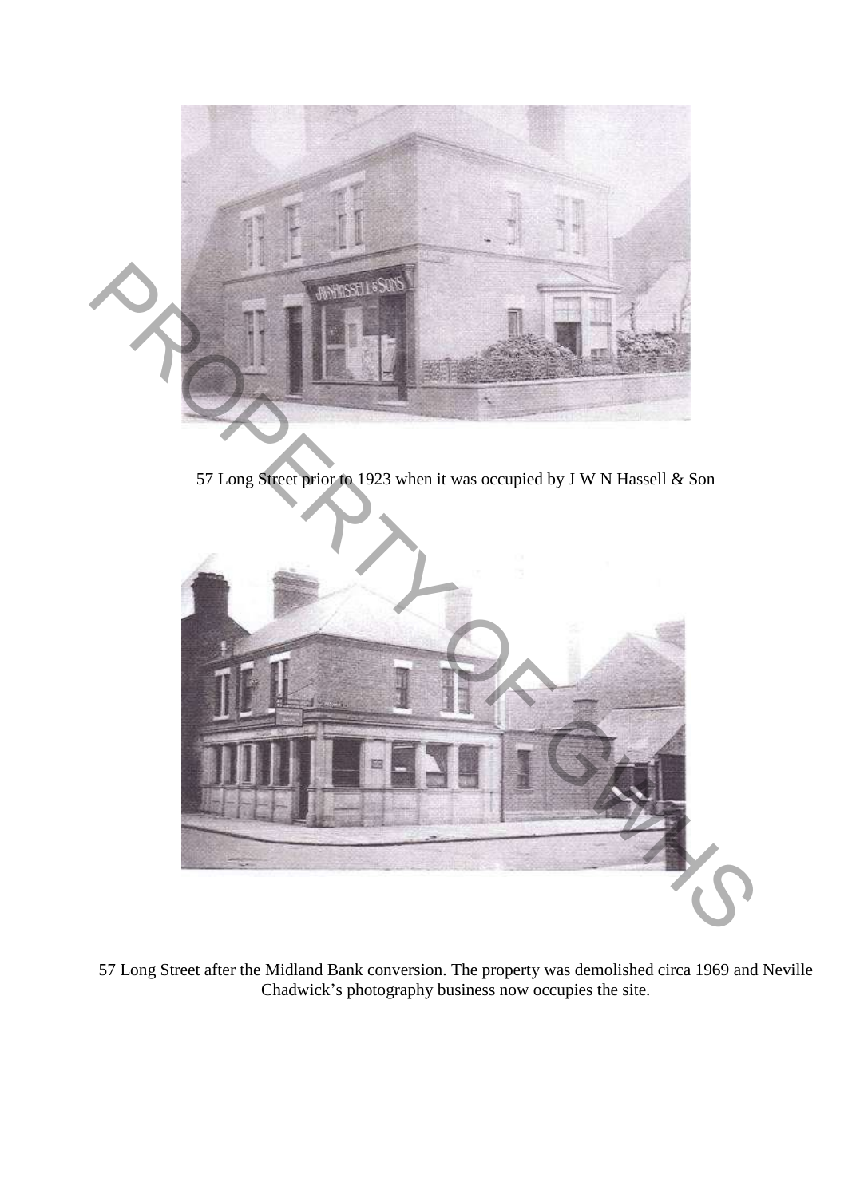57 Long Street prior to 1923 when it was occupied by J W N Hassell & Son

57 Long Street after the Midland Bank conversion. The property was demolished circa 1969 and Neville Chadwick's photography business now occupies the site.